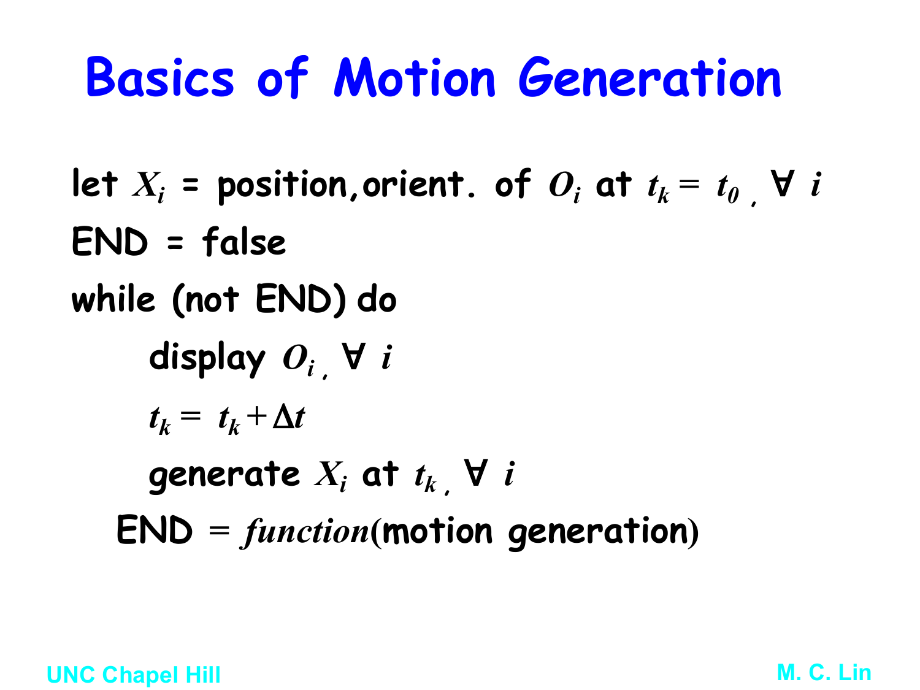# Basics of Motion Generation

let $X_i$ = position,orient. of $O_i$ at $t_k = t_0$ , $\forall\ i$

END = false

while (not END) do

  display $O_i$ , $\forall\ i$

  $t_k = t_k + \Delta t$

  generate $X_i$ at $t_k$ , $\forall\ i$

 END = *function*(motion generation)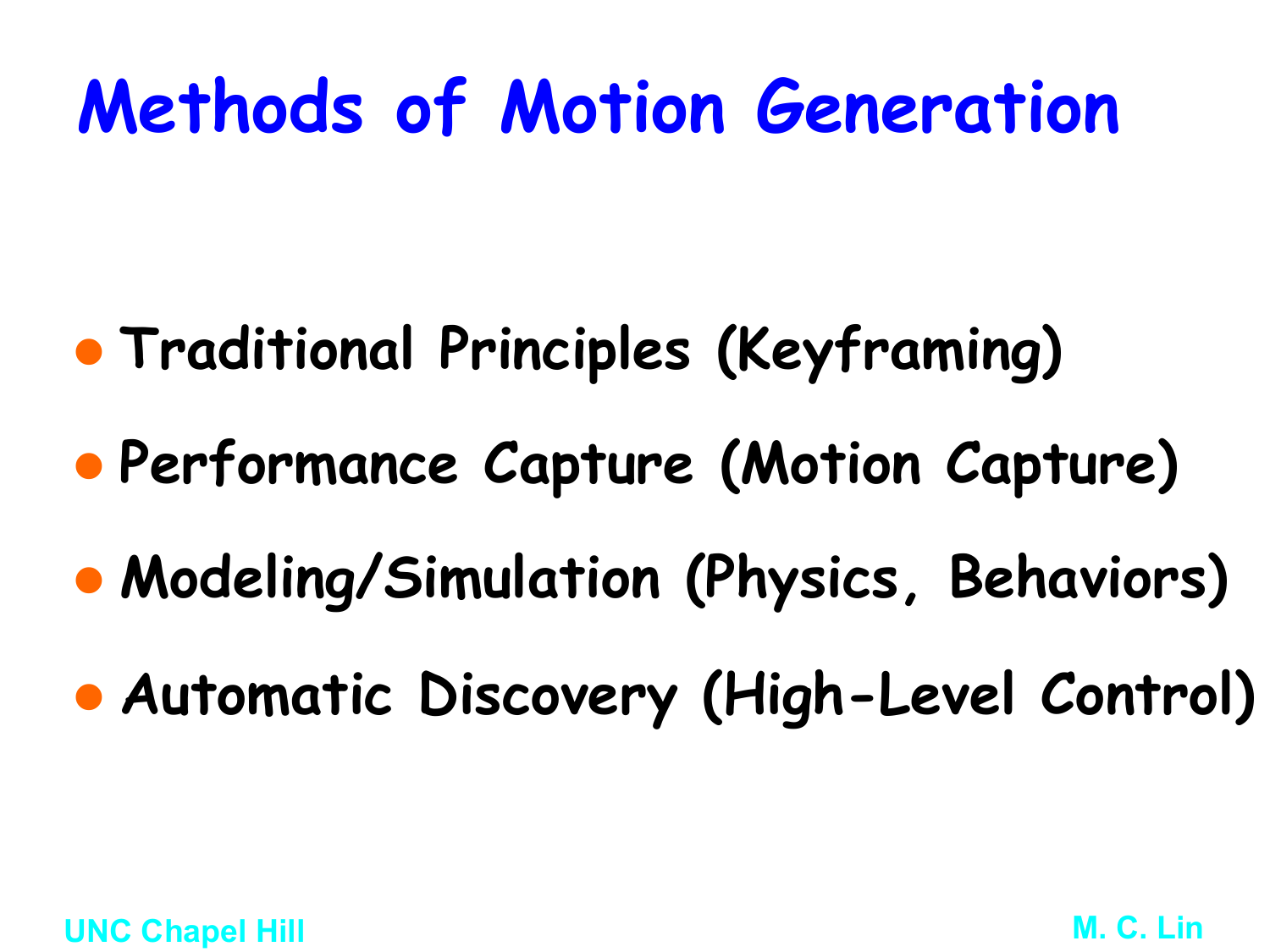# Methods of Motion Generation

- Traditional Principles (Keyframing)
- Performance Capture (Motion Capture)
- Modeling/Simulation (Physics, Behaviors)
- Automatic Discovery (High-Level Control)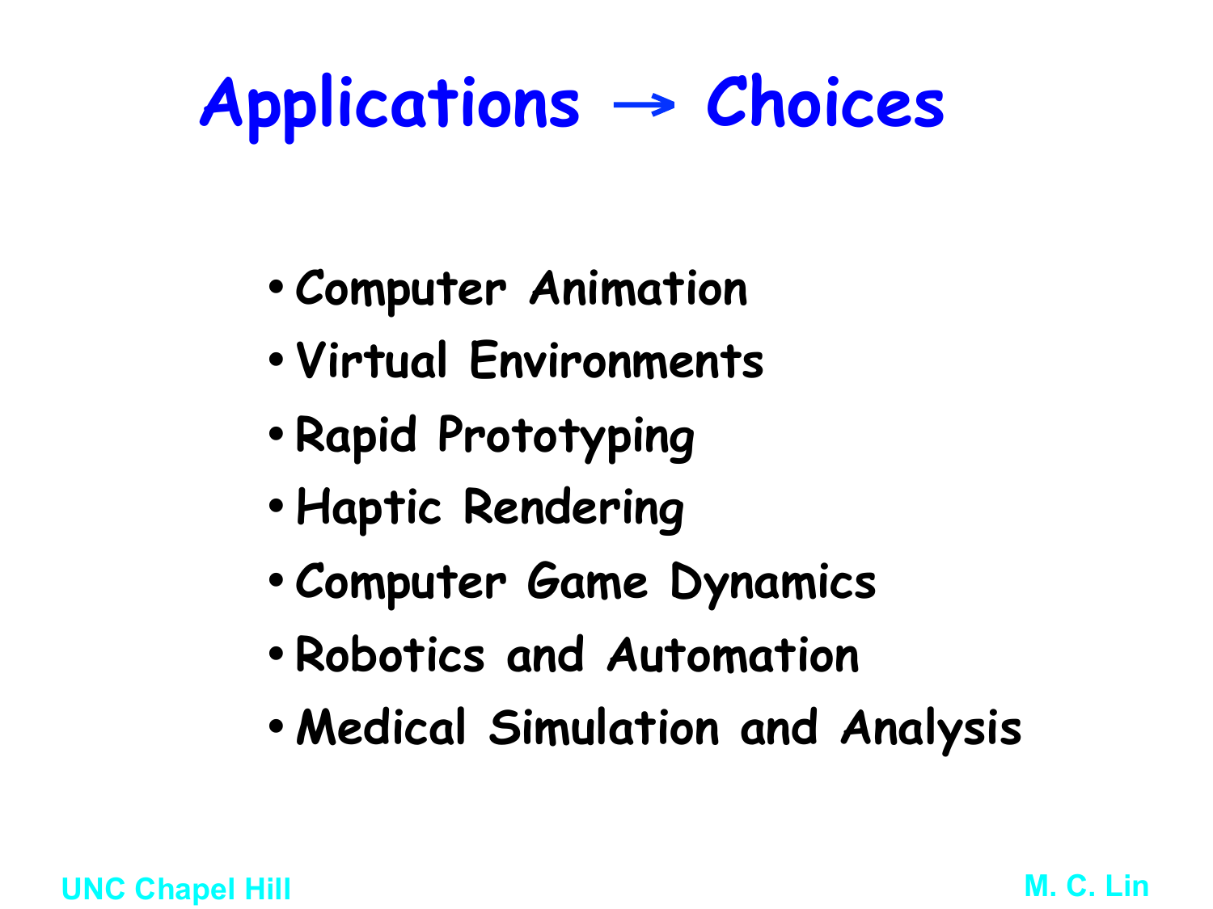# Applications → Choices

- Computer Animation
- Virtual Environments
- Rapid Prototyping
- Haptic Rendering
- Computer Game Dynamics
- Robotics and Automation
- Medical Simulation and Analysis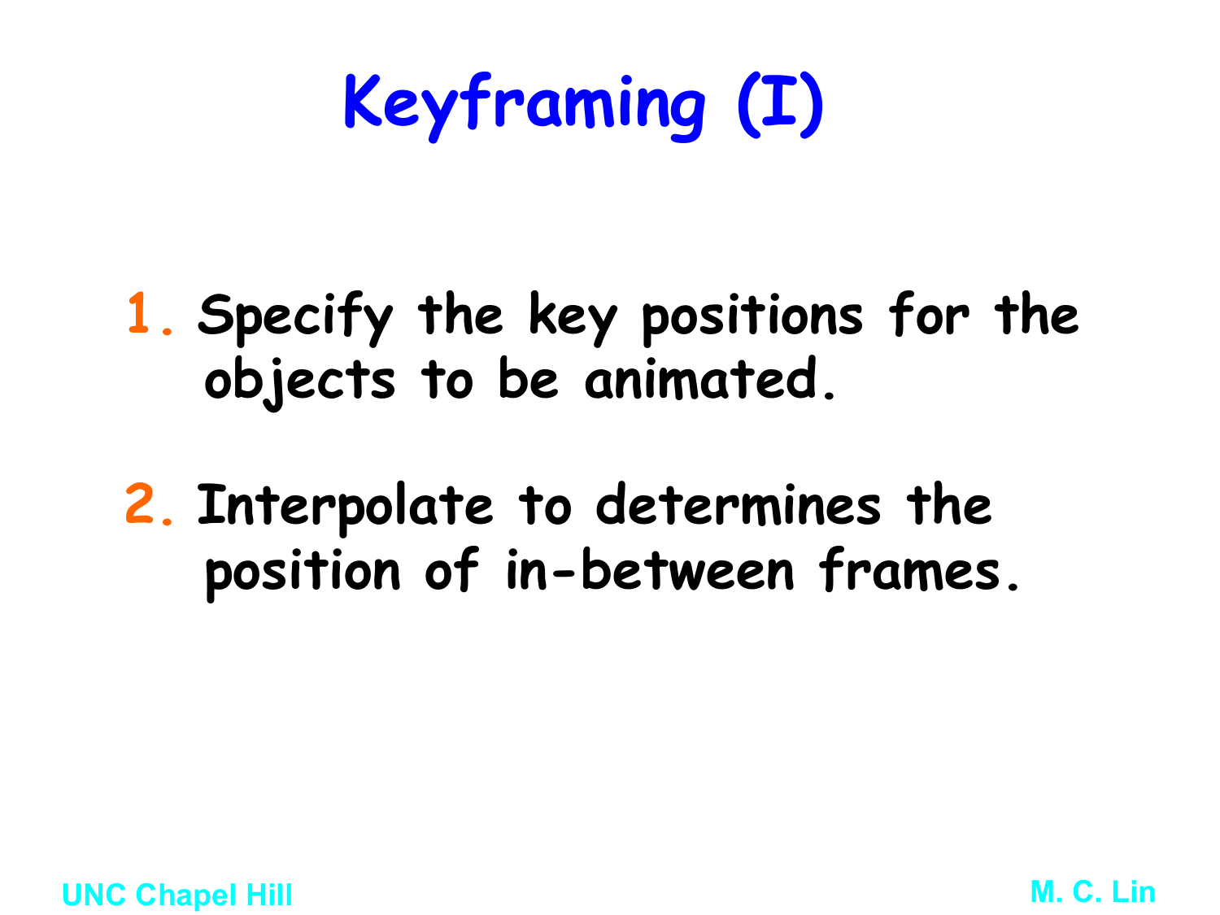# Keyframing (I)

1. Specify the key positions for the objects to be animated.

2. Interpolate to determines the position of in-between frames.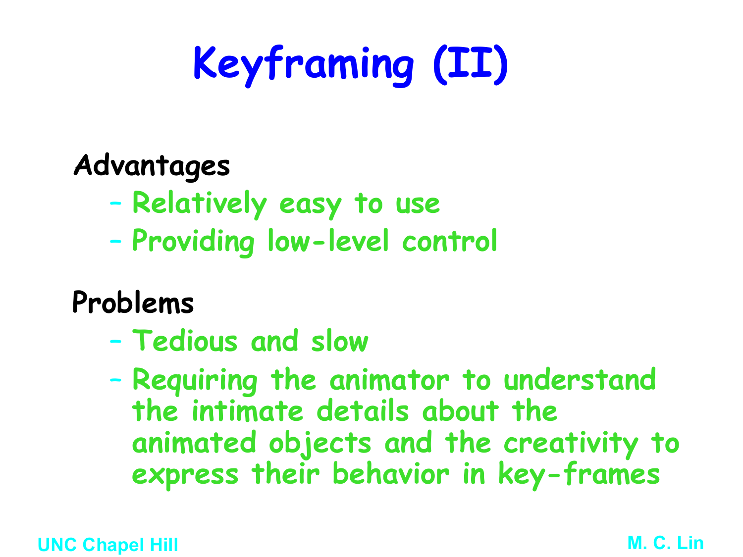# Keyframing (II)

**Advantages**

- Relatively easy to use
- Providing low-level control

**Problems**

- Tedious and slow
- Requiring the animator to understand the intimate details about the animated objects and the creativity to express their behavior in key-frames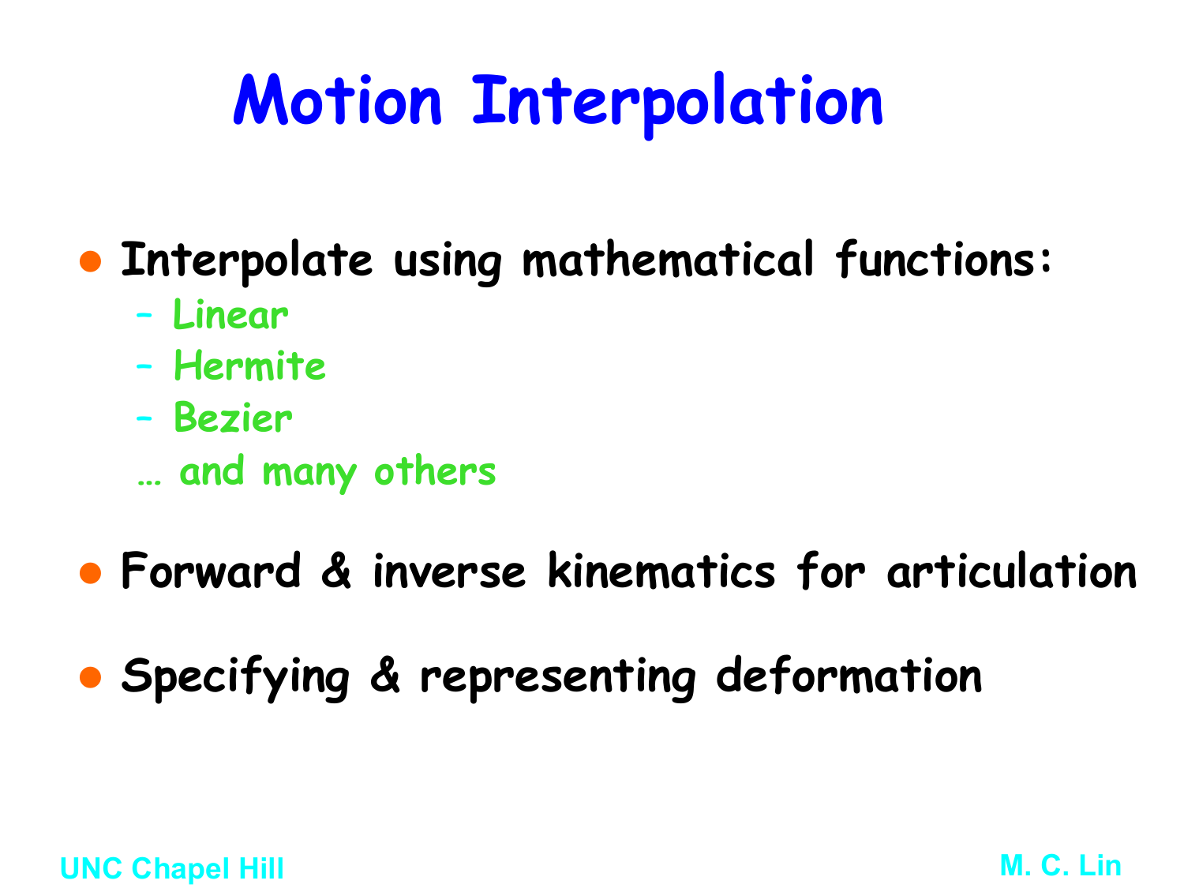# Motion Interpolation

- Interpolate using mathematical functions:
  - Linear
  - Hermite
  - Bezier

  … and many others

- Forward & inverse kinematics for articulation

- Specifying & representing deformation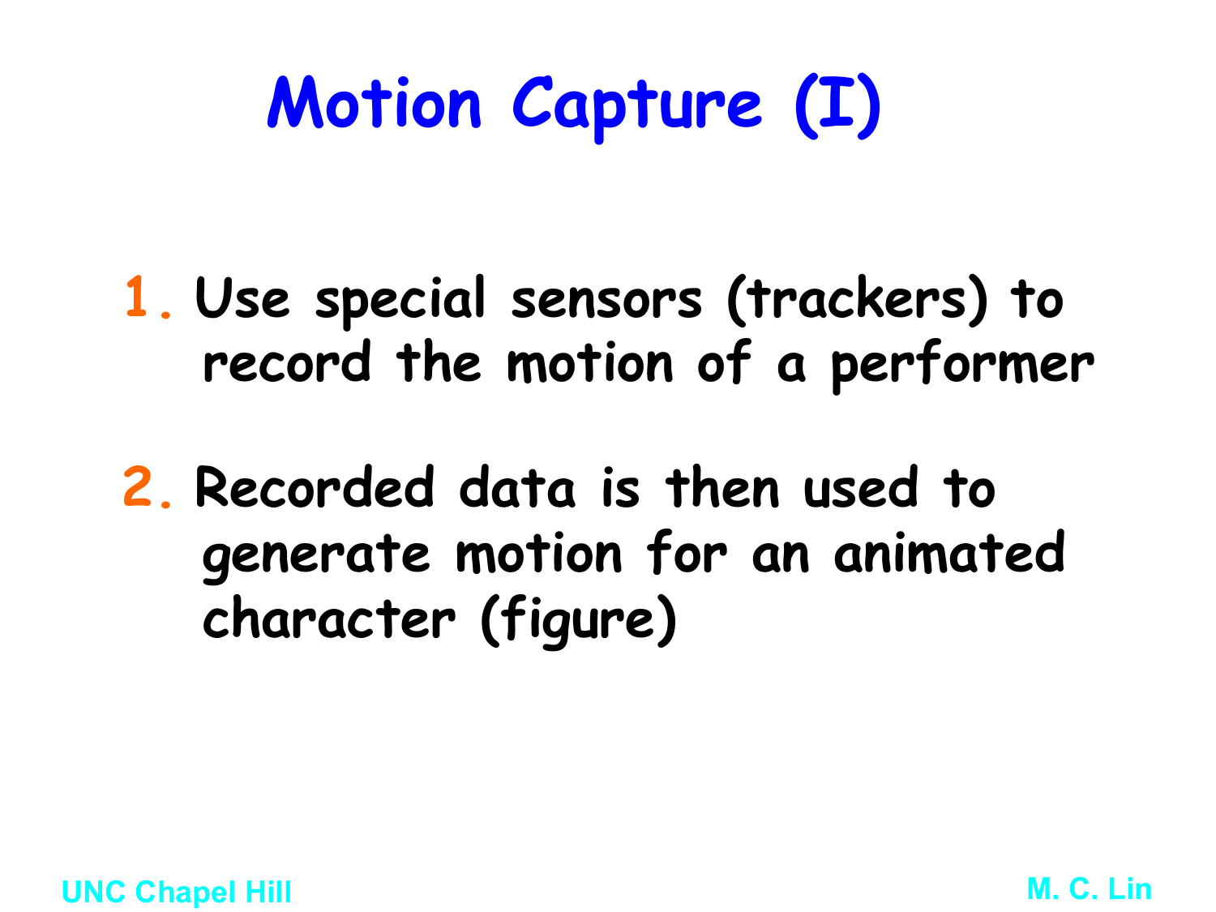# Motion Capture (I)

1. Use special sensors (trackers) to record the motion of a performer

2. Recorded data is then used to generate motion for an animated character (figure)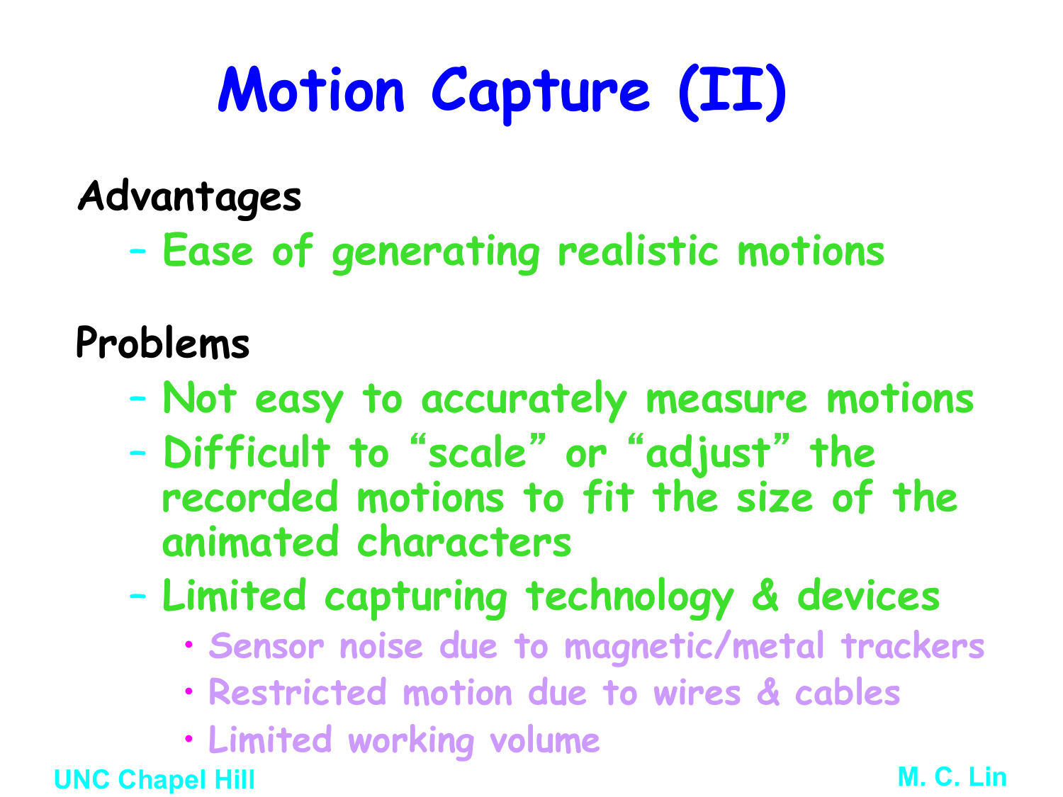# Motion Capture (II)

**Advantages**

- Ease of generating realistic motions

**Problems**

- Not easy to accurately measure motions
- Difficult to “scale” or “adjust” the recorded motions to fit the size of the animated characters
- Limited capturing technology & devices
  - Sensor noise due to magnetic/metal trackers
  - Restricted motion due to wires & cables
  - Limited working volume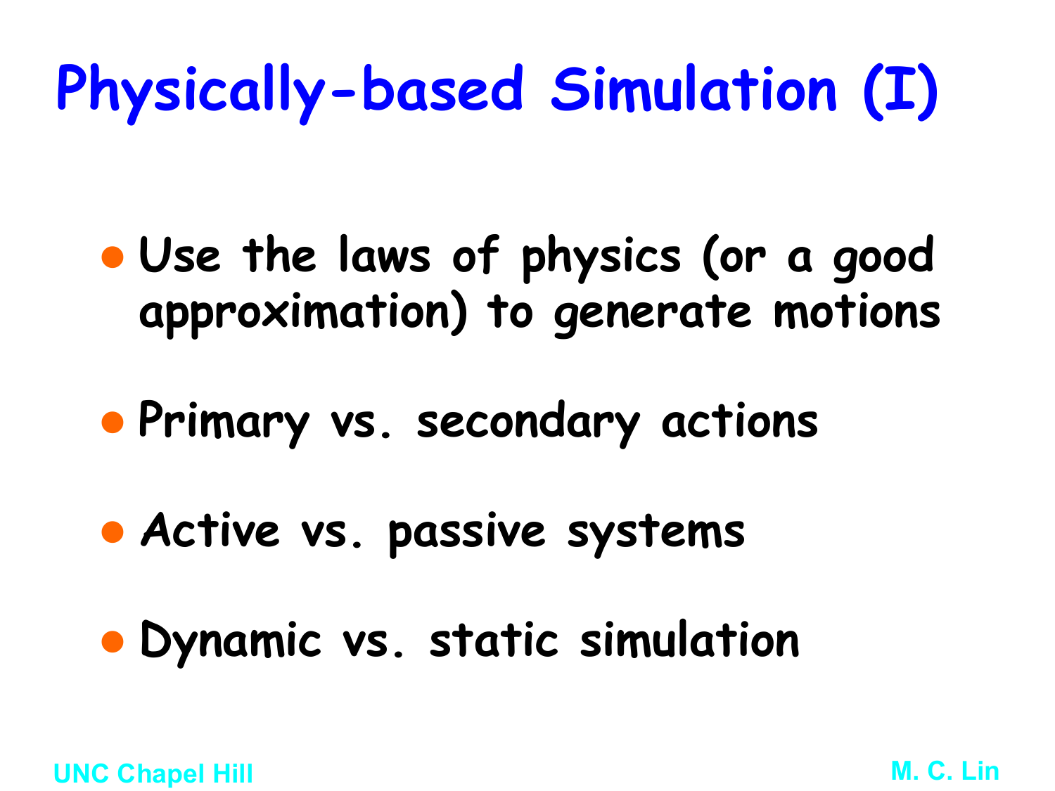# Physically-based Simulation (I)

- Use the laws of physics (or a good approximation) to generate motions
- Primary vs. secondary actions
- Active vs. passive systems
- Dynamic vs. static simulation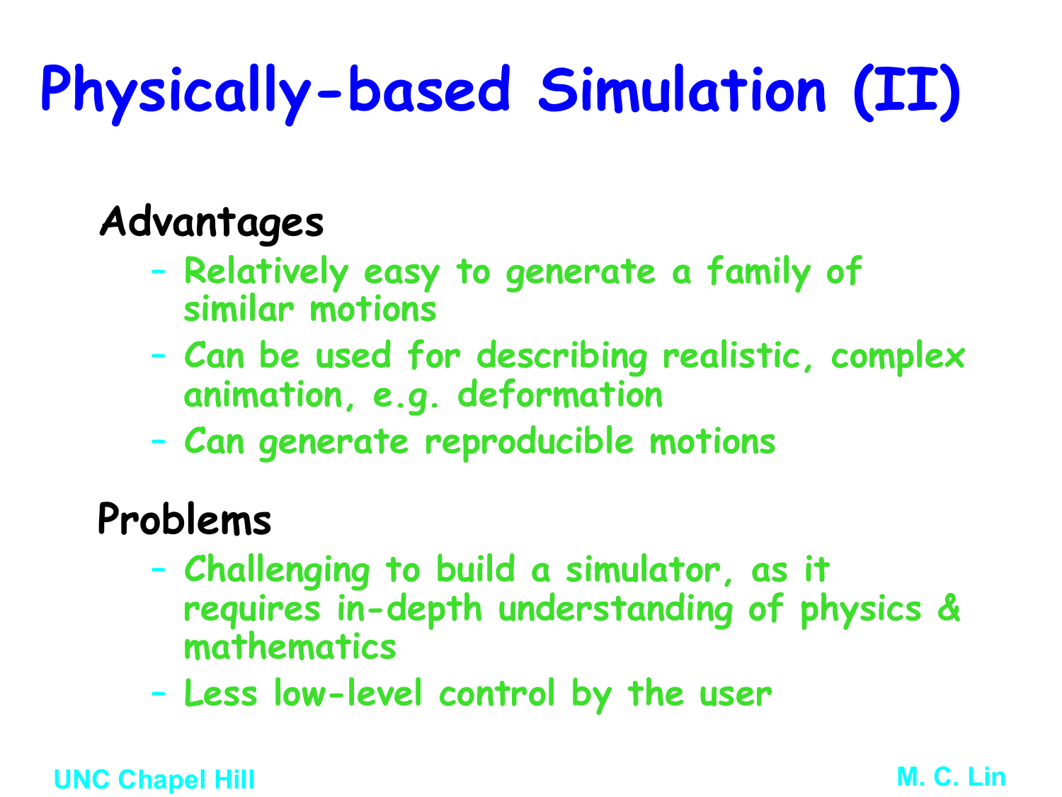# Physically-based Simulation (II)

## Advantages

- Relatively easy to generate a family of similar motions
- Can be used for describing realistic, complex animation, e.g. deformation
- Can generate reproducible motions

## Problems

- Challenging to build a simulator, as it requires in-depth understanding of physics & mathematics
- Less low-level control by the user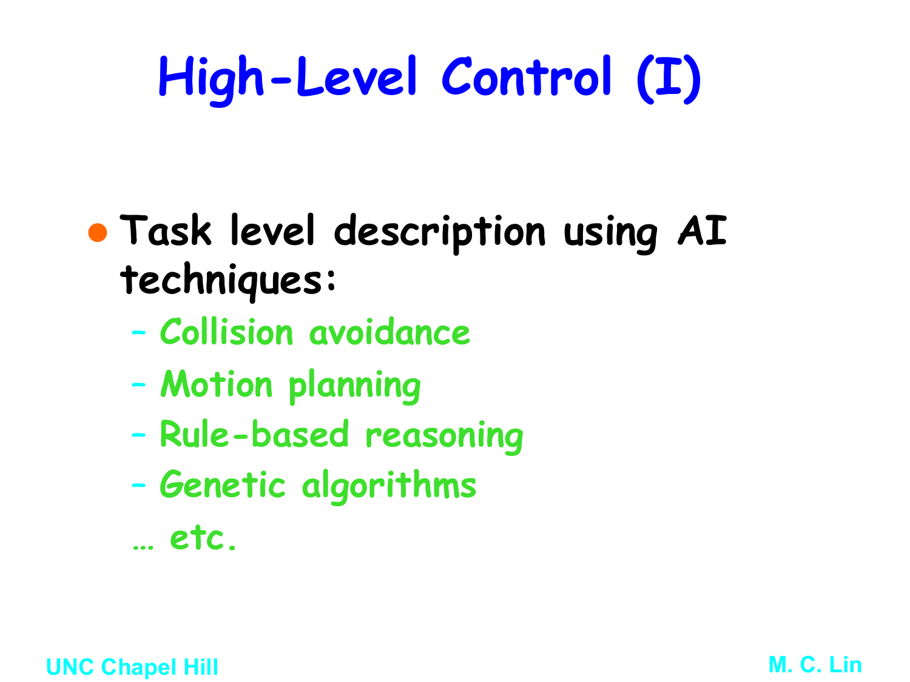# High-Level Control (I)

- **Task level description using AI techniques:**
  - Collision avoidance
  - Motion planning
  - Rule-based reasoning
  - Genetic algorithms

  … etc.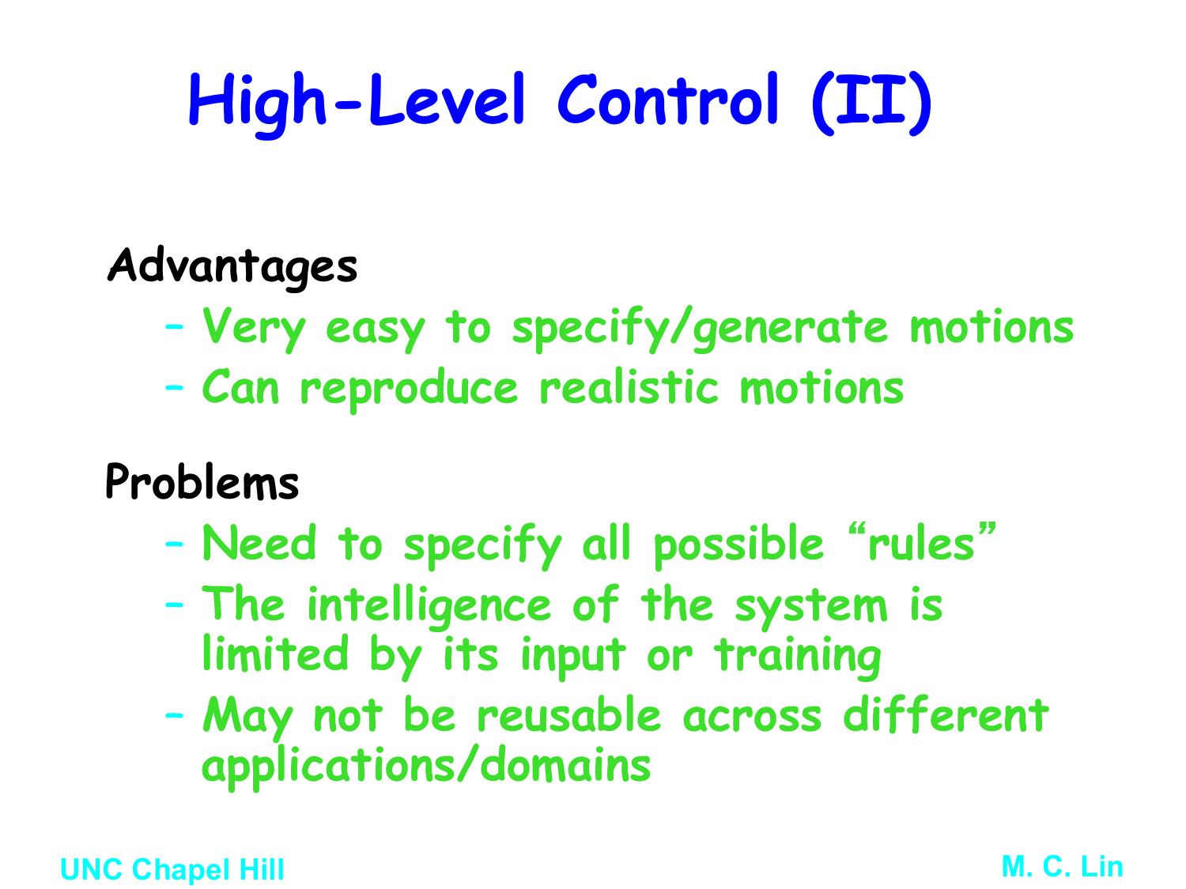# High-Level Control (II)

**Advantages**

- Very easy to specify/generate motions
- Can reproduce realistic motions

**Problems**

- Need to specify all possible "rules"
- The intelligence of the system is limited by its input or training
- May not be reusable across different applications/domains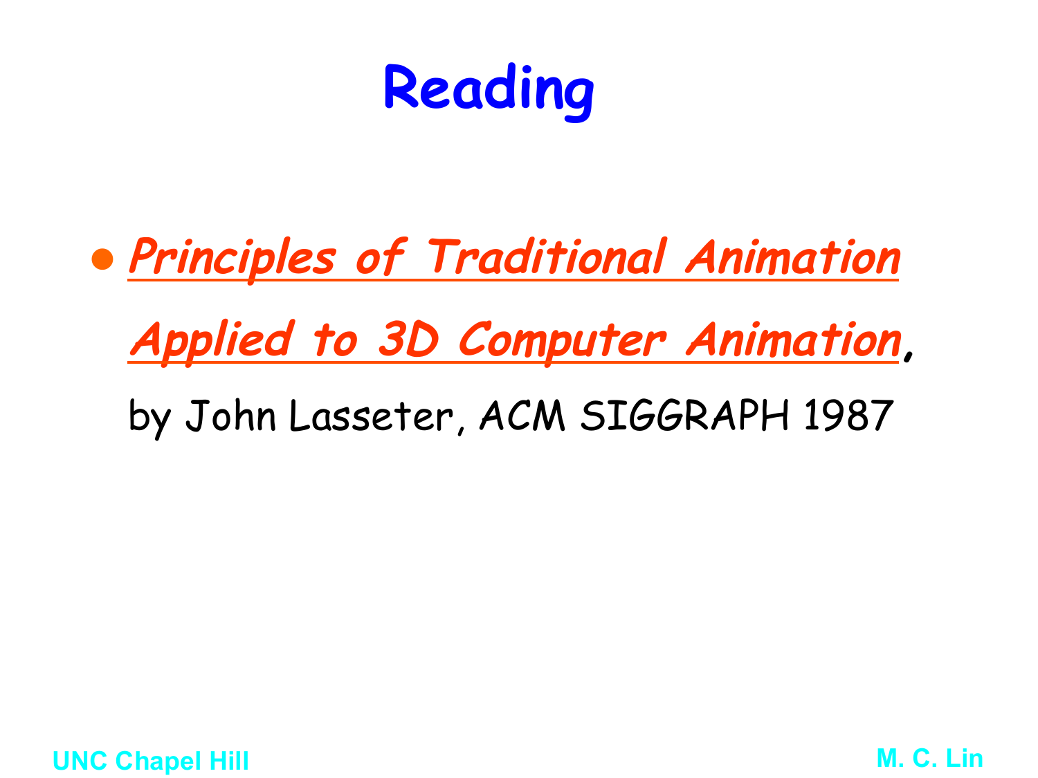# Reading

- ***Principles of Traditional Animation Applied to 3D Computer Animation***, by John Lasseter, ACM SIGGRAPH 1987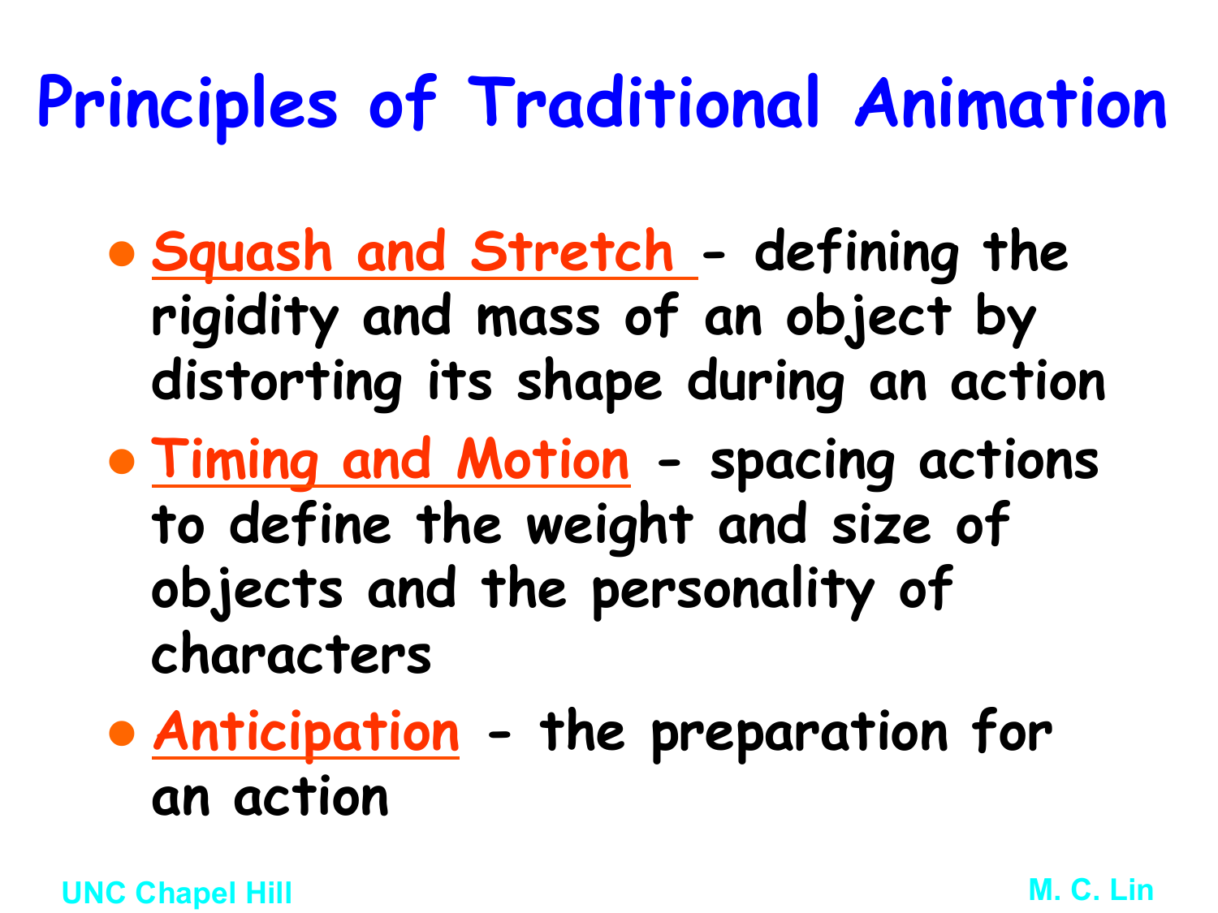# Principles of Traditional Animation

- Squash and Stretch - defining the rigidity and mass of an object by distorting its shape during an action
- Timing and Motion - spacing actions to define the weight and size of objects and the personality of characters
- Anticipation - the preparation for an action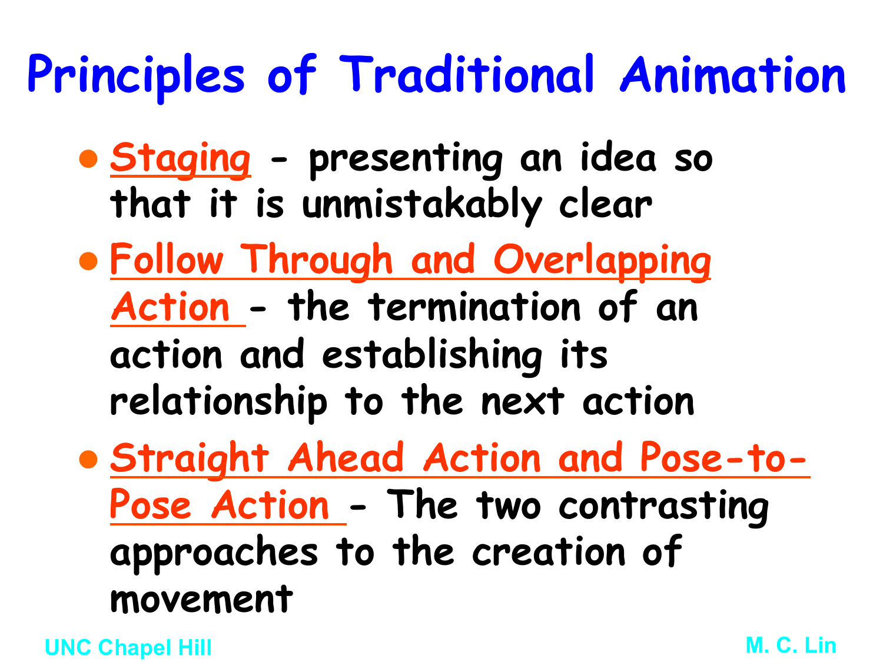# Principles of Traditional Animation

- **Staging** - presenting an idea so that it is unmistakably clear
- **Follow Through and Overlapping Action** - the termination of an action and establishing its relationship to the next action
- **Straight Ahead Action and Pose-to-Pose Action** - The two contrasting approaches to the creation of movement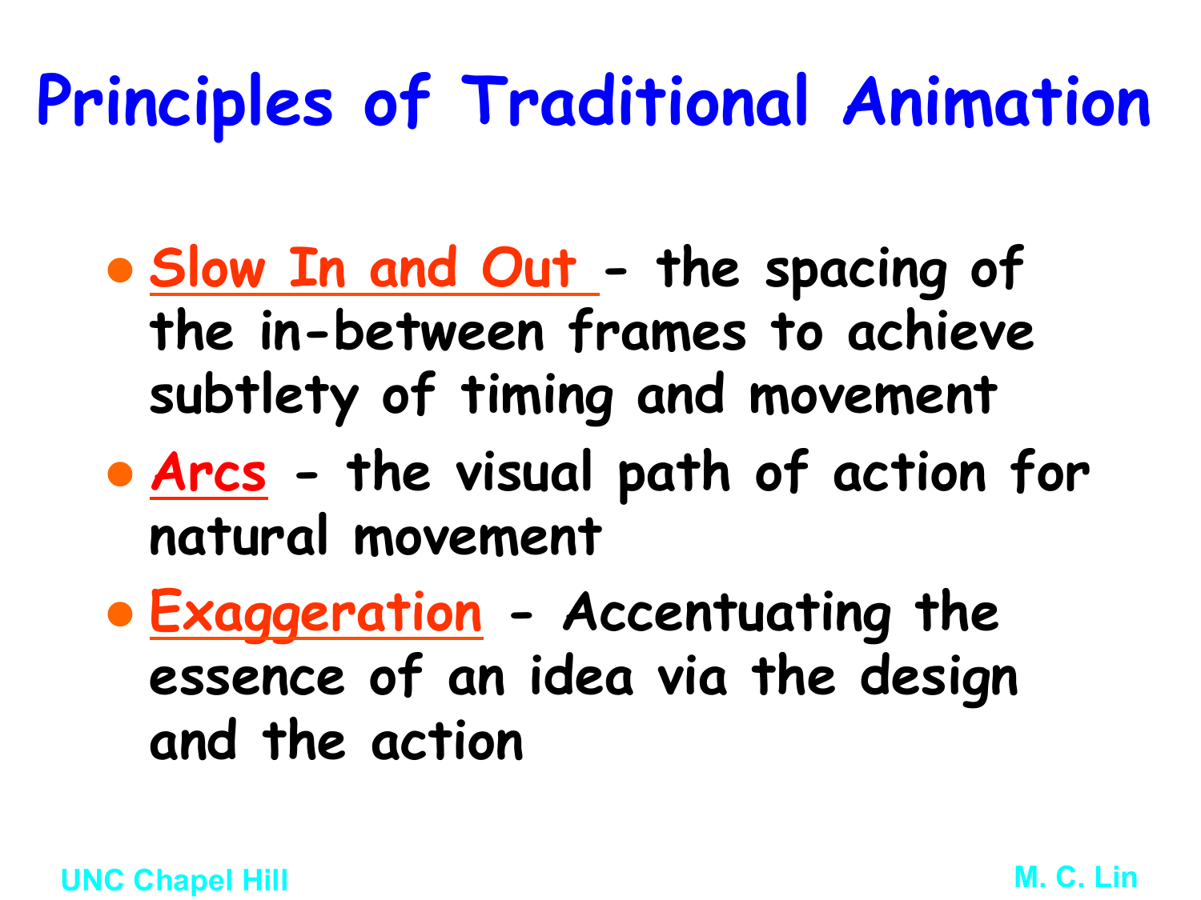# Principles of Traditional Animation

- Slow In and Out - the spacing of the in-between frames to achieve subtlety of timing and movement
- Arcs - the visual path of action for natural movement
- Exaggeration - Accentuating the essence of an idea via the design and the action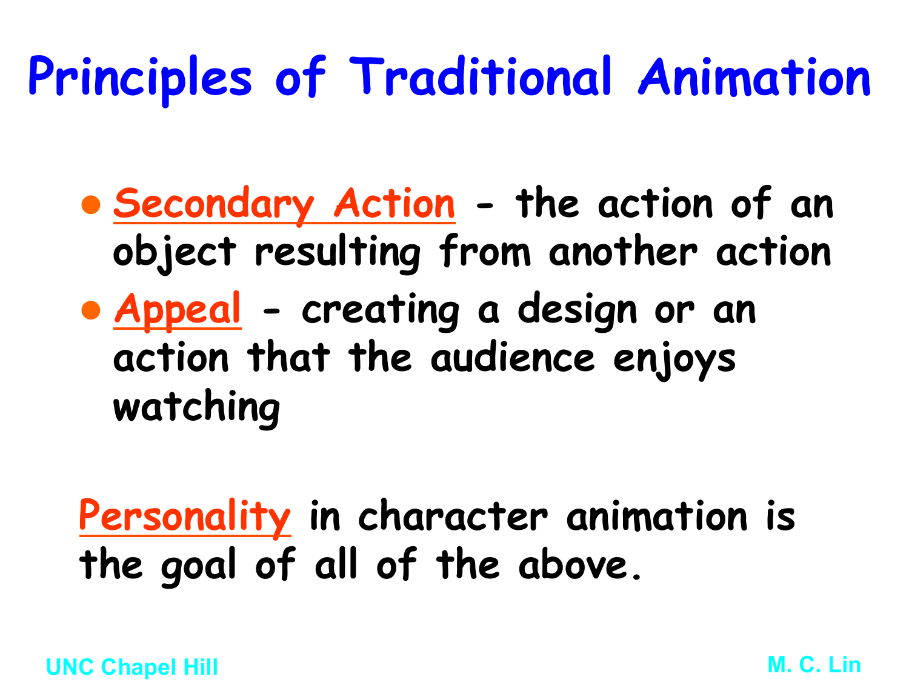# Principles of Traditional Animation

- Secondary Action - the action of an object resulting from another action
- Appeal - creating a design or an action that the audience enjoys watching

Personality in character animation is the goal of all of the above.